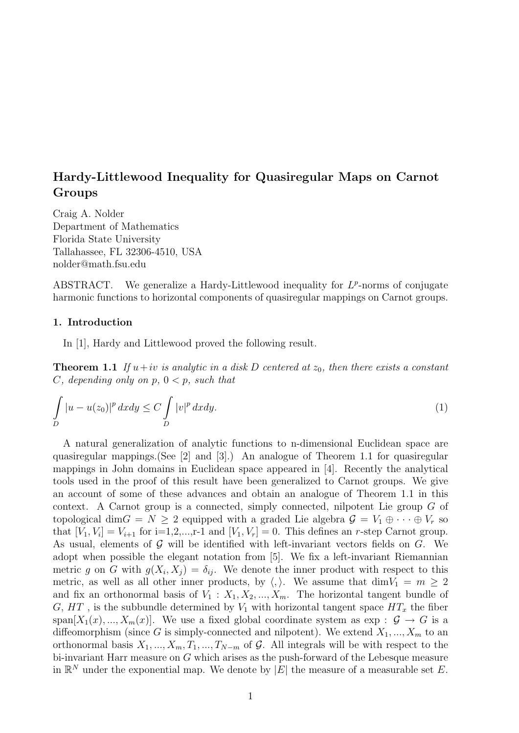# Hardy-Littlewood Inequality for Quasiregular Maps on Carnot Groups

Craig A. Nolder
Department of Mathematics
Florida State University
Tallahassee, FL 32306-4510, USA
nolder@math.fsu.edu

ABSTRACT. We generalize a Hardy-Littlewood inequality for $L^p$-norms of conjugate harmonic functions to horizontal components of quasiregular mappings on Carnot groups.

## 1. Introduction

In [1], Hardy and Littlewood proved the following result.

**Theorem 1.1** *If $u+iv$ is analytic in a disk $D$ centered at $z_0$, then there exists a constant $C$, depending only on $p$, $0 < p$, such that*

$$\int_D |u - u(z_0)|^p \, dxdy \leq C \int_D |v|^p \, dxdy. \tag{1}$$

A natural generalization of analytic functions to n-dimensional Euclidean space are quasiregular mappings.(See [2] and [3].) An analogue of Theorem 1.1 for quasiregular mappings in John domains in Euclidean space appeared in [4]. Recently the analytical tools used in the proof of this result have been generalized to Carnot groups. We give an account of some of these advances and obtain an analogue of Theorem 1.1 in this context. A Carnot group is a connected, simply connected, nilpotent Lie group $G$ of topological $\dim G = N \geq 2$ equipped with a graded Lie algebra $\mathcal{G} = V_1 \oplus \cdots \oplus V_r$ so that $[V_1, V_i] = V_{i+1}$ for i=1,2,...,r-1 and $[V_1, V_r] = 0$. This defines an $r$-step Carnot group. As usual, elements of $\mathcal{G}$ will be identified with left-invariant vectors fields on $G$. We adopt when possible the elegant notation from [5]. We fix a left-invariant Riemannian metric $g$ on $G$ with $g(X_i, X_j) = \delta_{ij}$. We denote the inner product with respect to this metric, as well as all other inner products, by $\langle , \rangle$. We assume that $\dim V_1 = m \geq 2$ and fix an orthonormal basis of $V_1$ : $X_1, X_2, ..., X_m$. The horizontal tangent bundle of $G$, $HT$ , is the subbundle determined by $V_1$ with horizontal tangent space $HT_x$ the fiber span$[X_1(x), ..., X_m(x)]$. We use a fixed global coordinate system as $\exp : \mathcal{G} \to G$ is a diffeomorphism (since $G$ is simply-connected and nilpotent). We extend $X_1, ..., X_m$ to an orthonormal basis $X_1, ..., X_m, T_1, ..., T_{N-m}$ of $\mathcal{G}$. All integrals will be with respect to the bi-invariant Harr measure on $G$ which arises as the push-forward of the Lebesque measure in $\mathbb{R}^N$ under the exponential map. We denote by $|E|$ the measure of a measurable set $E$.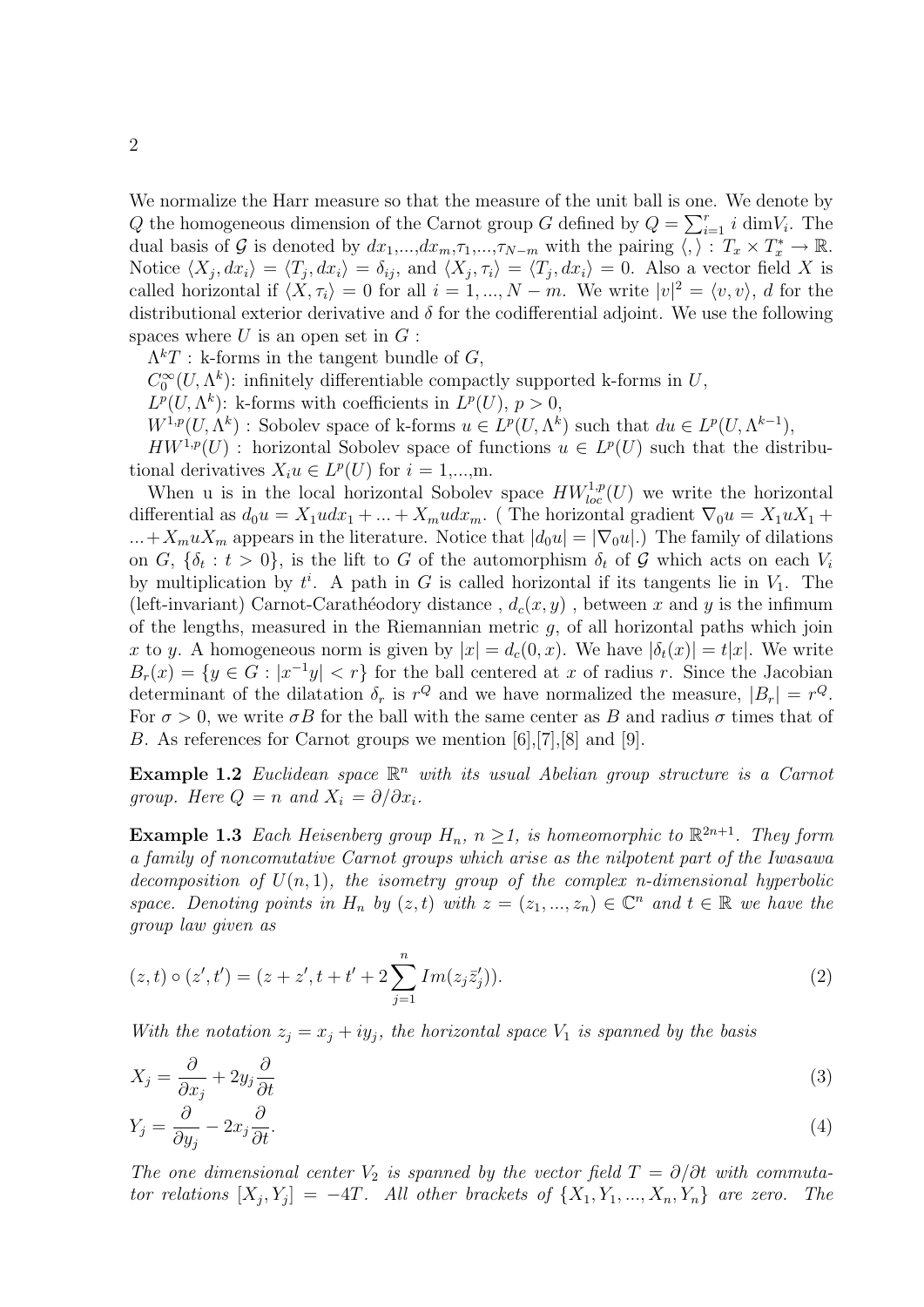We normalize the Harr measure so that the measure of the unit ball is one. We denote by $Q$ the homogeneous dimension of the Carnot group $G$ defined by $Q = \sum_{i=1}^{r} i \dim V_i$. The dual basis of $\mathcal{G}$ is denoted by $dx_1,...,dx_m,\tau_1,...,\tau_{N-m}$ with the pairing $\langle , \rangle : T_x \times T_x^* \to \mathbb{R}$. Notice $\langle X_j, dx_i\rangle = \langle T_j, dx_i\rangle = \delta_{ij}$, and $\langle X_j, \tau_i\rangle = \langle T_j, dx_i\rangle = 0$. Also a vector field $X$ is called horizontal if $\langle X, \tau_i\rangle = 0$ for all $i = 1, ..., N-m$. We write $|v|^2 = \langle v, v\rangle$, $d$ for the distributional exterior derivative and $\delta$ for the codifferential adjoint. We use the following spaces where $U$ is an open set in $G$ :

$\Lambda^k T$ : k-forms in the tangent bundle of $G$,

$C_0^\infty(U, \Lambda^k)$: infinitely differentiable compactly supported k-forms in $U$,

$L^p(U, \Lambda^k)$: k-forms with coefficients in $L^p(U)$, $p > 0$,

$W^{1,p}(U, \Lambda^k)$ : Sobolev space of k-forms $u \in L^p(U, \Lambda^k)$ such that $du \in L^p(U, \Lambda^{k-1})$,

$HW^{1,p}(U)$ : horizontal Sobolev space of functions $u \in L^p(U)$ such that the distributional derivatives $X_i u \in L^p(U)$ for $i = 1$,...,m.

When u is in the local horizontal Sobolev space $HW^{1,p}_{loc}(U)$ we write the horizontal differential as $d_0 u = X_1 u dx_1 + ... + X_m u dx_m$. ( The horizontal gradient $\nabla_0 u = X_1 u X_1 + ... + X_m u X_m$ appears in the literature. Notice that $|d_0 u| = |\nabla_0 u|$.) The family of dilations on $G$, $\{\delta_t : t > 0\}$, is the lift to $G$ of the automorphism $\delta_t$ of $\mathcal{G}$ which acts on each $V_i$ by multiplication by $t^i$. A path in $G$ is called horizontal if its tangents lie in $V_1$. The (left-invariant) Carnot-Carathéodory distance , $d_c(x, y)$ , between $x$ and $y$ is the infimum of the lengths, measured in the Riemannian metric $g$, of all horizontal paths which join $x$ to $y$. A homogeneous norm is given by $|x| = d_c(0, x)$. We have $|\delta_t(x)| = t|x|$. We write $B_r(x) = \{y \in G : |x^{-1}y| < r\}$ for the ball centered at $x$ of radius $r$. Since the Jacobian determinant of the dilatation $\delta_r$ is $r^Q$ and we have normalized the measure, $|B_r| = r^Q$. For $\sigma > 0$, we write $\sigma B$ for the ball with the same center as $B$ and radius $\sigma$ times that of $B$. As references for Carnot groups we mention [6],[7],[8] and [9].

**Example 1.2** *Euclidean space $\mathbb{R}^n$ with its usual Abelian group structure is a Carnot group. Here $Q = n$ and $X_i = \partial/\partial x_i$.*

**Example 1.3** *Each Heisenberg group $H_n$, $n \geq 1$, is homeomorphic to $\mathbb{R}^{2n+1}$. They form a family of noncomutative Carnot groups which arise as the nilpotent part of the Iwasawa decomposition of $U(n,1)$, the isometry group of the complex n-dimensional hyperbolic space. Denoting points in $H_n$ by $(z,t)$ with $z = (z_1, ..., z_n) \in \mathbb{C}^n$ and $t \in \mathbb{R}$ we have the group law given as*

$$(z,t) \circ (z', t') = (z + z', t + t' + 2\sum_{j=1}^{n} Im(z_j \bar{z}'_j)). \tag{2}$$

*With the notation $z_j = x_j + iy_j$, the horizontal space $V_1$ is spanned by the basis*

$$X_j = \frac{\partial}{\partial x_j} + 2y_j \frac{\partial}{\partial t} \tag{3}$$

$$Y_j = \frac{\partial}{\partial y_j} - 2x_j \frac{\partial}{\partial t}. \tag{4}$$

*The one dimensional center $V_2$ is spanned by the vector field $T = \partial/\partial t$ with commutator relations $[X_j, Y_j] = -4T$. All other brackets of $\{X_1, Y_1, ..., X_n, Y_n\}$ are zero. The*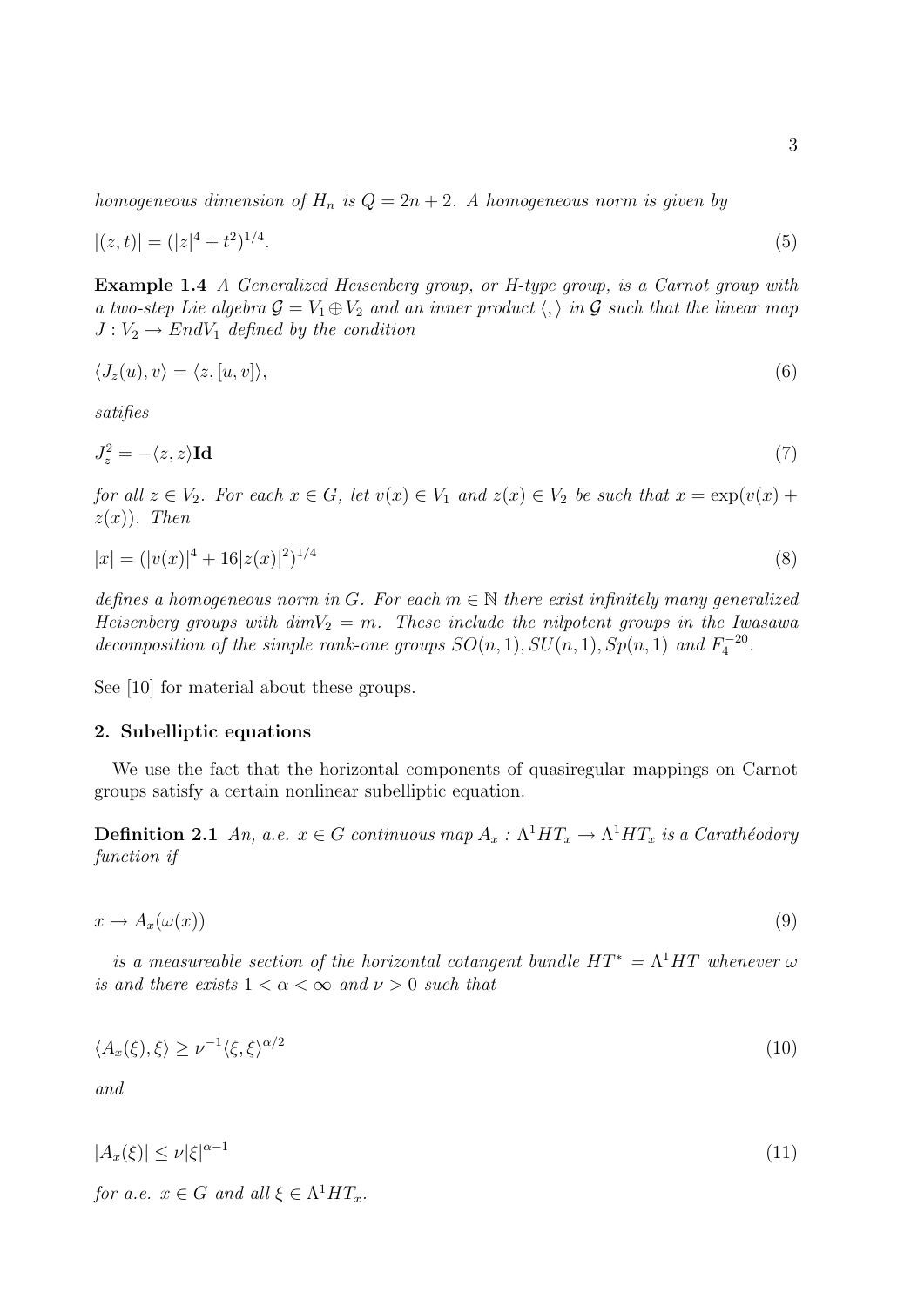*homogeneous dimension of $H_n$ is $Q = 2n + 2$. A homogeneous norm is given by*

$$|(z, t)| = (|z|^4 + t^2)^{1/4}. \tag{5}$$

**Example 1.4** *A Generalized Heisenberg group, or H-type group, is a Carnot group with a two-step Lie algebra $\mathcal{G} = V_1 \oplus V_2$ and an inner product $\langle , \rangle$ in $\mathcal{G}$ such that the linear map $J : V_2 \to EndV_1$ defined by the condition*

$$\langle J_z(u), v\rangle = \langle z, [u, v]\rangle, \tag{6}$$

*satifies*

$$J_z^2 = -\langle z, z\rangle \mathbf{Id} \tag{7}$$

*for all $z \in V_2$. For each $x \in G$, let $v(x) \in V_1$ and $z(x) \in V_2$ be such that $x = \exp(v(x) + z(x))$. Then*

$$|x| = (|v(x)|^4 + 16|z(x)|^2)^{1/4} \tag{8}$$

*defines a homogeneous norm in $G$. For each $m \in \mathbb{N}$ there exist infinitely many generalized Heisenberg groups with $dimV_2 = m$. These include the nilpotent groups in the Iwasawa decomposition of the simple rank-one groups $SO(n, 1), SU(n, 1), Sp(n, 1)$ and $F_4^{-20}$.*

See [10] for material about these groups.

## 2. Subelliptic equations

We use the fact that the horizontal components of quasiregular mappings on Carnot groups satisfy a certain nonlinear subelliptic equation.

**Definition 2.1** *An, a.e. $x \in G$ continuous map $A_x : \Lambda^1 HT_x \to \Lambda^1 HT_x$ is a Carathéodory function if*

$$x \mapsto A_x(\omega(x)) \tag{9}$$

*is a measureable section of the horizontal cotangent bundle $HT^* = \Lambda^1 HT$ whenever $\omega$ is and there exists $1 < \alpha < \infty$ and $\nu > 0$ such that*

$$\langle A_x(\xi), \xi\rangle \geq \nu^{-1}\langle \xi, \xi\rangle^{\alpha/2} \tag{10}$$

*and*

$$|A_x(\xi)| \leq \nu|\xi|^{\alpha-1} \tag{11}$$

*for a.e. $x \in G$ and all $\xi \in \Lambda^1 HT_x$.*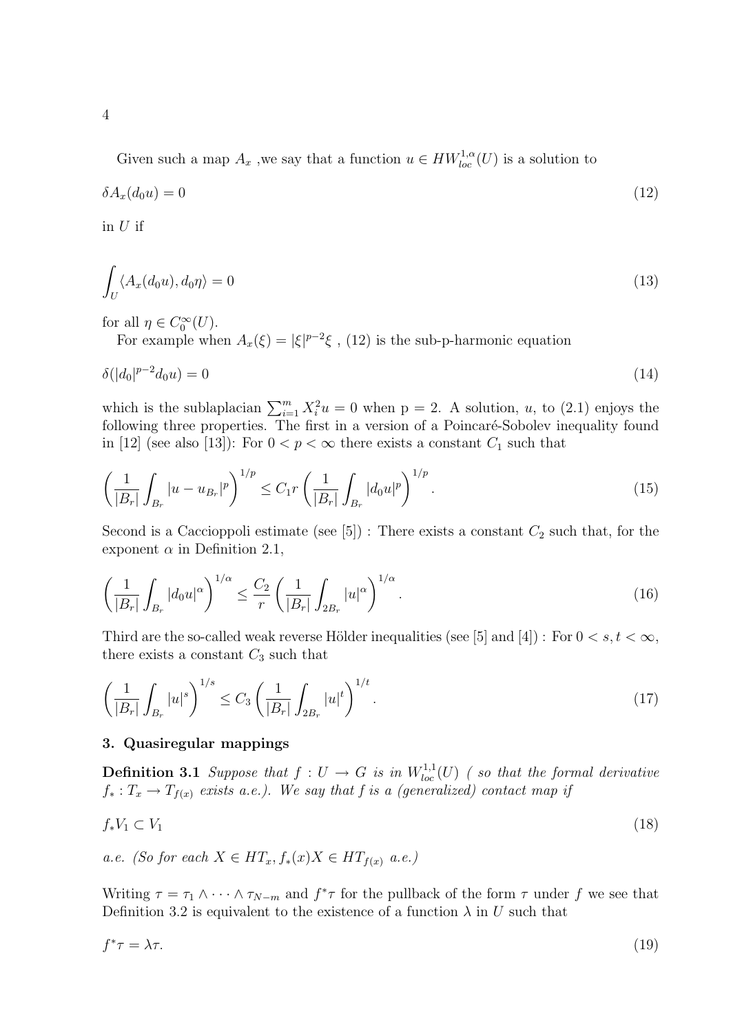Given such a map $A_x$ ,we say that a function $u \in HW^{1,\alpha}_{loc}(U)$ is a solution to

$$\delta A_x(d_0 u) = 0 \tag{12}$$

in $U$ if

$$\int_U \langle A_x(d_0 u), d_0 \eta \rangle = 0 \tag{13}$$

for all $\eta \in C_0^\infty(U)$.

For example when $A_x(\xi) = |\xi|^{p-2}\xi$ , (12) is the sub-p-harmonic equation

$$\delta(|d_0|^{p-2} d_0 u) = 0 \tag{14}$$

which is the sublaplacian $\sum_{i=1}^m X_i^2 u = 0$ when p = 2. A solution, $u$, to (2.1) enjoys the following three properties. The first in a version of a Poincaré-Sobolev inequality found in [12] (see also [13]): For $0 < p < \infty$ there exists a constant $C_1$ such that

$$\left( \frac{1}{|B_r|} \int_{B_r} |u - u_{B_r}|^p \right)^{1/p} \leq C_1 r \left( \frac{1}{|B_r|} \int_{B_r} |d_0 u|^p \right)^{1/p}. \tag{15}$$

Second is a Caccioppoli estimate (see [5]) : There exists a constant $C_2$ such that, for the exponent $\alpha$ in Definition 2.1,

$$\left( \frac{1}{|B_r|} \int_{B_r} |d_0 u|^\alpha \right)^{1/\alpha} \leq \frac{C_2}{r} \left( \frac{1}{|B_r|} \int_{2B_r} |u|^\alpha \right)^{1/\alpha}. \tag{16}$$

Third are the so-called weak reverse Hölder inequalities (see [5] and [4]) : For $0 < s, t < \infty$, there exists a constant $C_3$ such that

$$\left( \frac{1}{|B_r|} \int_{B_r} |u|^s \right)^{1/s} \leq C_3 \left( \frac{1}{|B_r|} \int_{2B_r} |u|^t \right)^{1/t}. \tag{17}$$

## 3. Quasiregular mappings

**Definition 3.1** *Suppose that $f : U \to G$ is in $W^{1,1}_{loc}(U)$ ( so that the formal derivative $f_* : T_x \to T_{f(x)}$ exists a.e.). We say that $f$ is a (generalized) contact map if*

$$f_* V_1 \subset V_1 \tag{18}$$

*a.e. (So for each $X \in HT_x, f_*(x)X \in HT_{f(x)}$ a.e.)*

Writing $\tau = \tau_1 \wedge \cdots \wedge \tau_{N-m}$ and $f^*\tau$ for the pullback of the form $\tau$ under $f$ we see that Definition 3.2 is equivalent to the existence of a function $\lambda$ in $U$ such that

$$f^*\tau = \lambda \tau. \tag{19}$$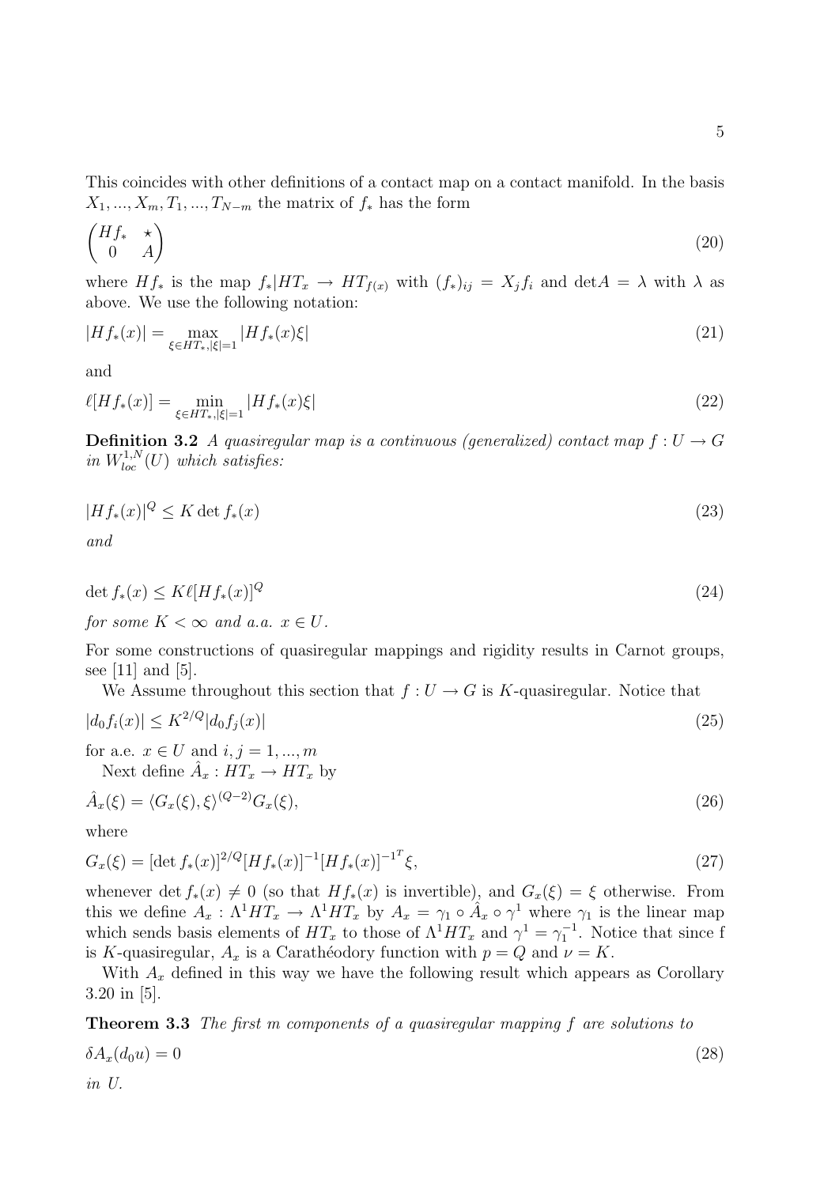This coincides with other definitions of a contact map on a contact manifold. In the basis $X_1, ..., X_m, T_1, ..., T_{N-m}$ the matrix of $f_*$ has the form

$$\begin{pmatrix} Hf_* & \star \\ 0 & A \end{pmatrix} \tag{20}$$

where $Hf_*$ is the map $f_*|HT_x \to HT_{f(x)}$ with $(f_*)_{ij} = X_j f_i$ and $\det A = \lambda$ with $\lambda$ as above. We use the following notation:

$$|Hf_*(x)| = \max_{\xi \in HT_*, |\xi|=1} |Hf_*(x)\xi| \tag{21}$$

and

$$\ell[Hf_*(x)] = \min_{\xi \in HT_*, |\xi|=1} |Hf_*(x)\xi| \tag{22}$$

**Definition 3.2** *A quasiregular map is a continuous (generalized) contact map $f : U \to G$ in $W^{1,N}_{loc}(U)$ which satisfies:*

$$|Hf_*(x)|^Q \leq K \det f_*(x) \tag{23}$$

*and*

$$\det f_*(x) \leq K \ell[Hf_*(x)]^Q \tag{24}$$

*for some $K < \infty$ and a.a. $x \in U$.*

For some constructions of quasiregular mappings and rigidity results in Carnot groups, see [11] and [5].

We Assume throughout this section that $f : U \to G$ is $K$-quasiregular. Notice that

$$|d_0 f_i(x)| \leq K^{2/Q} |d_0 f_j(x)| \tag{25}$$

for a.e. $x \in U$ and $i, j = 1, ..., m$

Next define $\hat{A}_x : HT_x \to HT_x$ by

$$\hat{A}_x(\xi) = \langle G_x(\xi), \xi \rangle^{(Q-2)} G_x(\xi), \tag{26}$$

where

$$G_x(\xi) = [\det f_*(x)]^{2/Q} [Hf_*(x)]^{-1} [Hf_*(x)]^{-1^T} \xi, \tag{27}$$

whenever $\det f_*(x) \neq 0$ (so that $Hf_*(x)$ is invertible), and $G_x(\xi) = \xi$ otherwise. From this we define $A_x : \Lambda^1 HT_x \to \Lambda^1 HT_x$ by $A_x = \gamma_1 \circ \hat{A}_x \circ \gamma^1$ where $\gamma_1$ is the linear map which sends basis elements of $HT_x$ to those of $\Lambda^1 HT_x$ and $\gamma^1 = \gamma_1^{-1}$. Notice that since f is $K$-quasiregular, $A_x$ is a Carathéodory function with $p = Q$ and $\nu = K$.

With $A_x$ defined in this way we have the following result which appears as Corollary 3.20 in [5].

**Theorem 3.3** *The first $m$ components of a quasiregular mapping $f$ are solutions to*

$$\delta A_x(d_0 u) = 0 \tag{28}$$

*in $U$.*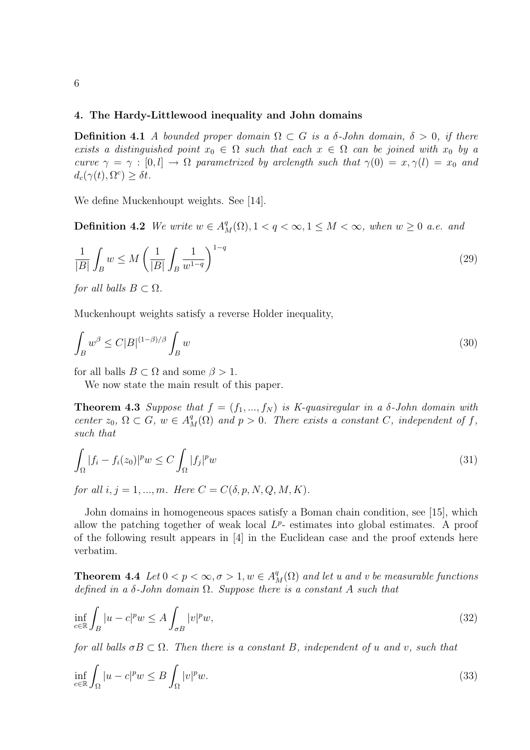## 4. The Hardy-Littlewood inequality and John domains

**Definition 4.1** *A bounded proper domain $\Omega \subset G$ is a $\delta$-John domain, $\delta > 0$, if there exists a distinguished point $x_0 \in \Omega$ such that each $x \in \Omega$ can be joined with $x_0$ by a curve $\gamma = \gamma : [0, l] \to \Omega$ parametrized by arclength such that $\gamma(0) = x, \gamma(l) = x_0$ and $d_c(\gamma(t), \Omega^c) \geq \delta t$.*

We define Muckenhoupt weights. See [14].

**Definition 4.2** *We write $w \in A^q_M(\Omega), 1 < q < \infty, 1 \leq M < \infty$, when $w \geq 0$ a.e. and*

$$\frac{1}{|B|} \int_B w \leq M \left( \frac{1}{|B|} \int_B \frac{1}{w^{1-q}} \right)^{1-q} \tag{29}$$

*for all balls $B \subset \Omega$.*

Muckenhoupt weights satisfy a reverse Holder inequality,

$$\int_B w^\beta \leq C |B|^{(1-\beta)/\beta} \int_B w \tag{30}$$

for all balls $B \subset \Omega$ and some $\beta > 1$.

We now state the main result of this paper.

**Theorem 4.3** *Suppose that $f = (f_1, ..., f_N)$ is $K$-quasiregular in a $\delta$-John domain with center $z_0$, $\Omega \subset G$, $w \in A^q_M(\Omega)$ and $p > 0$. There exists a constant $C$, independent of $f$, such that*

$$\int_\Omega |f_i - f_i(z_0)|^p w \leq C \int_\Omega |f_j|^p w \tag{31}$$

*for all $i, j = 1, ..., m$. Here $C = C(\delta, p, N, Q, M, K)$.*

John domains in homogeneous spaces satisfy a Boman chain condition, see [15], which allow the patching together of weak local $L^p$- estimates into global estimates. A proof of the following result appears in [4] in the Euclidean case and the proof extends here verbatim.

**Theorem 4.4** *Let $0 < p < \infty, \sigma > 1, w \in A^q_M(\Omega)$ and let $u$ and $v$ be measurable functions defined in a $\delta$-John domain $\Omega$. Suppose there is a constant $A$ such that*

$$\inf_{c \in \mathbb{R}} \int_B |u - c|^p w \leq A \int_{\sigma B} |v|^p w, \tag{32}$$

*for all balls $\sigma B \subset \Omega$. Then there is a constant $B$, independent of $u$ and $v$, such that*

$$\inf_{c \in \mathbb{R}} \int_\Omega |u - c|^p w \leq B \int_\Omega |v|^p w. \tag{33}$$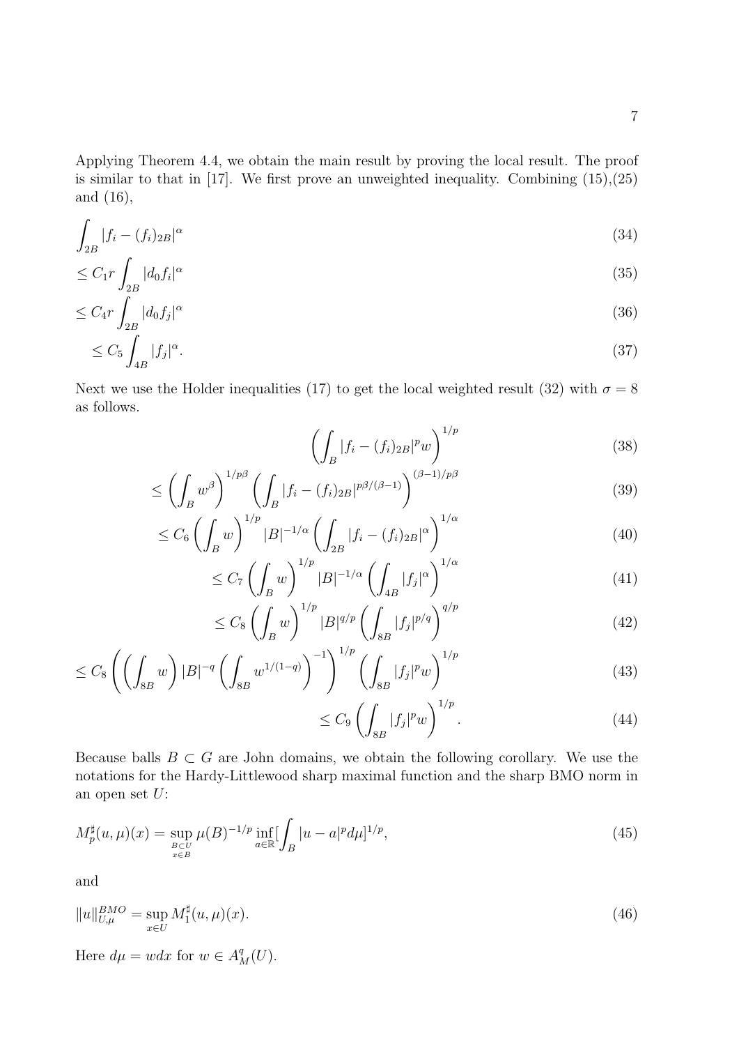Applying Theorem 4.4, we obtain the main result by proving the local result. The proof is similar to that in [17]. We first prove an unweighted inequality. Combining (15),(25) and (16),

$$\int_{2B} |f_i - (f_i)_{2B}|^\alpha \tag{34}$$

$$\leq C_1 r \int_{2B} |d_0 f_i|^\alpha \tag{35}$$

$$\leq C_4 r \int_{2B} |d_0 f_j|^\alpha \tag{36}$$

$$\leq C_5 \int_{4B} |f_j|^\alpha. \tag{37}$$

Next we use the Holder inequalities (17) to get the local weighted result (32) with $\sigma = 8$ as follows.

$$\left( \int_B |f_i - (f_i)_{2B}|^p w \right)^{1/p} \tag{38}$$

$$\leq \left( \int_B w^\beta \right)^{1/p\beta} \left( \int_B |f_i - (f_i)_{2B}|^{p\beta/(\beta-1)} \right)^{(\beta-1)/p\beta} \tag{39}$$

$$\leq C_6 \left( \int_B w \right)^{1/p} |B|^{-1/\alpha} \left( \int_{2B} |f_i - (f_i)_{2B}|^\alpha \right)^{1/\alpha} \tag{40}$$

$$\leq C_7 \left( \int_B w \right)^{1/p} |B|^{-1/\alpha} \left( \int_{4B} |f_j|^\alpha \right)^{1/\alpha} \tag{41}$$

$$\leq C_8 \left( \int_B w \right)^{1/p} |B|^{q/p} \left( \int_{8B} |f_j|^{p/q} \right)^{q/p} \tag{42}$$

$$\leq C_8 \left( \left( \int_{8B} w \right) |B|^{-q} \left( \int_{8B} w^{1/(1-q)} \right)^{-1} \right)^{1/p} \left( \int_{8B} |f_j|^p w \right)^{1/p} \tag{43}$$

$$\leq C_9 \left( \int_{8B} |f_j|^p w \right)^{1/p}. \tag{44}$$

Because balls $B \subset G$ are John domains, we obtain the following corollary. We use the notations for the Hardy-Littlewood sharp maximal function and the sharp BMO norm in an open set $U$:

$$M_p^\sharp(u, \mu)(x) = \sup_{\substack{B \subset U \\ x \in B}} \mu(B)^{-1/p} \inf_{a \in \mathbb{R}} [\int_B |u - a|^p d\mu]^{1/p}, \tag{45}$$

and

$$\|u\|_{U,\mu}^{BMO} = \sup_{x \in U} M_1^\sharp(u, \mu)(x). \tag{46}$$

Here $d\mu = w dx$ for $w \in A_M^q(U)$.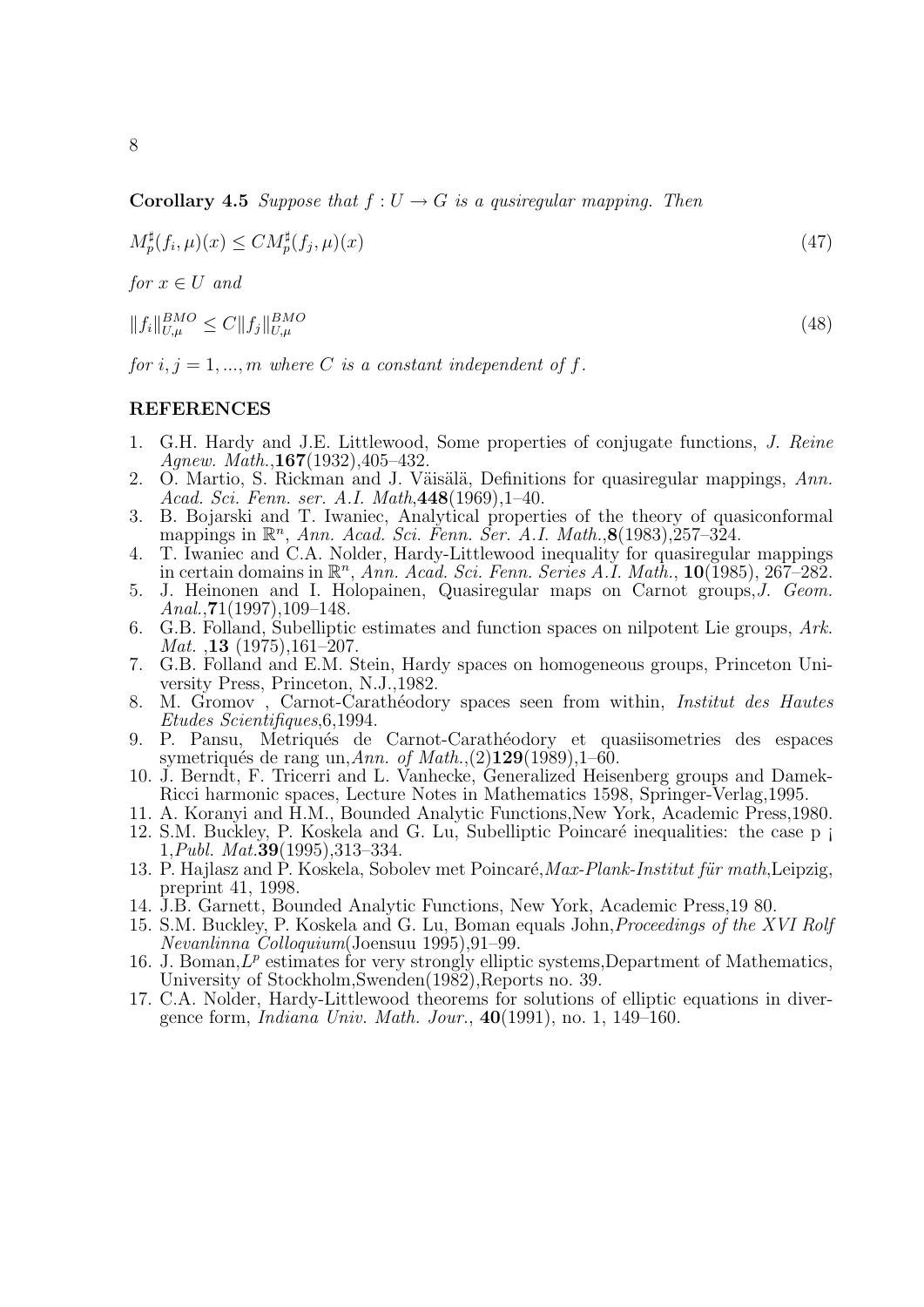**Corollary 4.5** *Suppose that $f : U \to G$ is a qusiregular mapping. Then*

$$M_p^\sharp(f_i, \mu)(x) \leq C M_p^\sharp(f_j, \mu)(x) \tag{47}$$

*for $x \in U$ and*

$$\|f_i\|_{U,\mu}^{BMO} \leq C \|f_j\|_{U,\mu}^{BMO} \tag{48}$$

*for $i, j = 1, ..., m$ where $C$ is a constant independent of $f$.*

## REFERENCES

1. G.H. Hardy and J.E. Littlewood, Some properties of conjugate functions, *J. Reine Agnew. Math.*,**167**(1932),405–432.
2. O. Martio, S. Rickman and J. Väisälä, Definitions for quasiregular mappings, *Ann. Acad. Sci. Fenn. ser. A.I. Math*,**448**(1969),1–40.
3. B. Bojarski and T. Iwaniec, Analytical properties of the theory of quasiconformal mappings in $\mathbb{R}^n$, *Ann. Acad. Sci. Fenn. Ser. A.I. Math.*,**8**(1983),257–324.
4. T. Iwaniec and C.A. Nolder, Hardy-Littlewood inequality for quasiregular mappings in certain domains in $\mathbb{R}^n$, *Ann. Acad. Sci. Fenn. Series A.I. Math.*, **10**(1985), 267–282.
5. J. Heinonen and I. Holopainen, Quasiregular maps on Carnot groups,*J. Geom. Anal.*,**7**1(1997),109–148.
6. G.B. Folland, Subelliptic estimates and function spaces on nilpotent Lie groups, *Ark. Mat.* ,**13** (1975),161–207.
7. G.B. Folland and E.M. Stein, Hardy spaces on homogeneous groups, Princeton University Press, Princeton, N.J.,1982.
8. M. Gromov , Carnot-Carathéodory spaces seen from within, *Institut des Hautes Etudes Scientifiques*,6,1994.
9. P. Pansu, Metriqués de Carnot-Carathéodory et quasiisometries des espaces symetriqués de rang un,*Ann. of Math.*,(2)**129**(1989),1–60.
10. J. Berndt, F. Tricerri and L. Vanhecke, Generalized Heisenberg groups and Damek-Ricci harmonic spaces, Lecture Notes in Mathematics 1598, Springer-Verlag,1995.
11. A. Koranyi and H.M., Bounded Analytic Functions,New York, Academic Press,1980.
12. S.M. Buckley, P. Koskela and G. Lu, Subelliptic Poincaré inequalities: the case p ¡ 1,*Publ. Mat.*39(1995),313–334.
13. P. Hajlasz and P. Koskela, Sobolev met Poincaré,*Max-Plank-Institut für math*,Leipzig, preprint 41, 1998.
14. J.B. Garnett, Bounded Analytic Functions, New York, Academic Press,19 80.
15. S.M. Buckley, P. Koskela and G. Lu, Boman equals John,*Proceedings of the XVI Rolf Nevanlinna Colloquium*(Joensuu 1995),91–99.
16. J. Boman,$L^p$ estimates for very strongly elliptic systems,Department of Mathematics, University of Stockholm,Swenden(1982),Reports no. 39.
17. C.A. Nolder, Hardy-Littlewood theorems for solutions of elliptic equations in divergence form, *Indiana Univ. Math. Jour.*, **40**(1991), no. 1, 149–160.